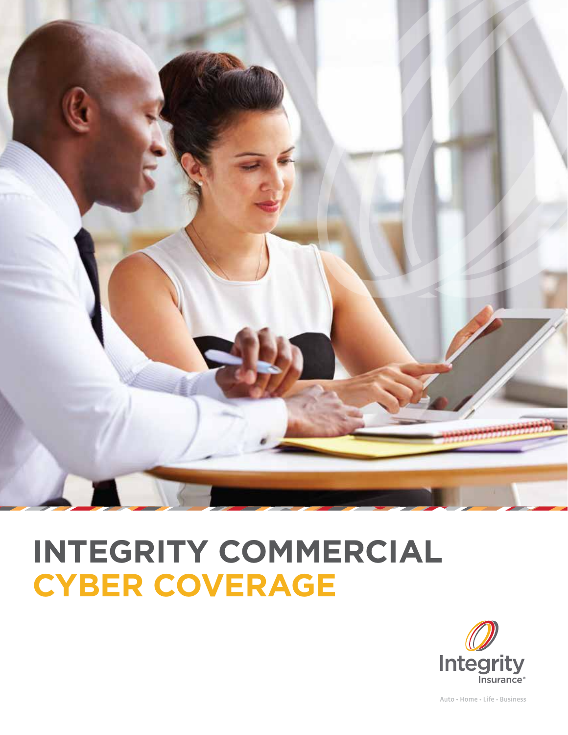# INTEGRITY COMMERCIAL CYBER COVERAGE

Integrity Insurance®

Auto • Home • Life • Business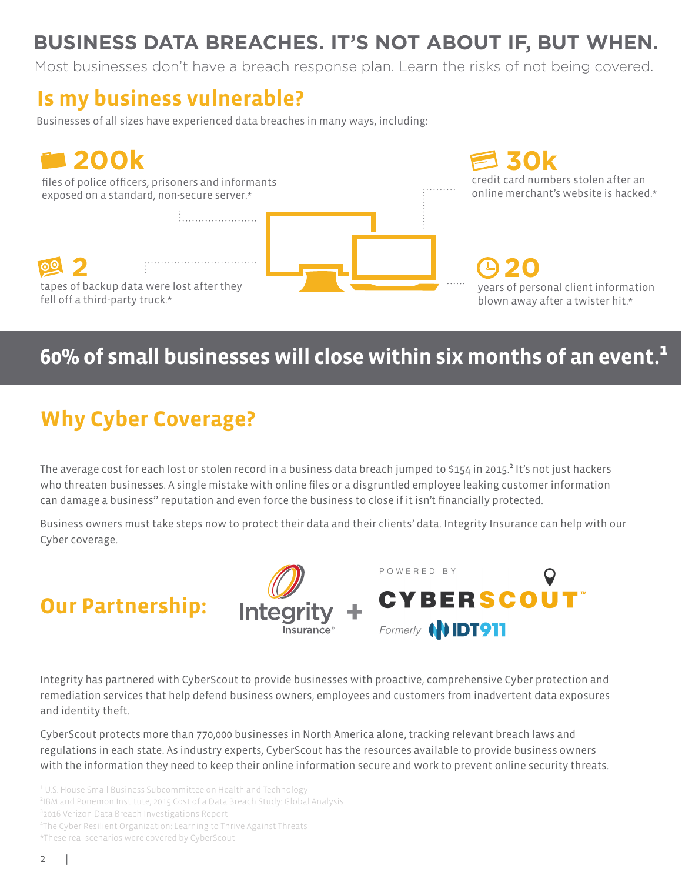# BUSINESS DATA BREACHES. IT'S NOT ABOUT IF, BUT WHEN.

Most businesses don't have a breach response plan. Learn the risks of not being covered.

## Is my business vulnerable?

Businesses of all sizes have experienced data breaches in many ways, including:

**200k**
files of police officers, prisoners and informants exposed on a standard, non-secure server.*

**30k**
credit card numbers stolen after an online merchant's website is hacked.*

**2**
tapes of backup data were lost after they fell off a third-party truck.*

**20**
years of personal client information blown away after a twister hit.*

## 60% of small businesses will close within six months of an event.[1]

## Why Cyber Coverage?

The average cost for each lost or stolen record in a business data breach jumped to $154 in 2015.[2] It's not just hackers who threaten businesses. A single mistake with online files or a disgruntled employee leaking customer information can damage a business'' reputation and even force the business to close if it isn't financially protected.

Business owners must take steps now to protect their data and their clients' data. Integrity Insurance can help with our Cyber coverage.

## Our Partnership:

Integrity Insurance + POWERED BY CYBERSCOUT™ Formerly IDT911

Integrity has partnered with CyberScout to provide businesses with proactive, comprehensive Cyber protection and remediation services that help defend business owners, employees and customers from inadvertent data exposures and identity theft.

CyberScout protects more than 770,000 businesses in North America alone, tracking relevant breach laws and regulations in each state. As industry experts, CyberScout has the resources available to provide business owners with the information they need to keep their online information secure and work to prevent online security threats.

[1] U.S. House Small Business Subcommittee on Health and Technology
[2] IBM and Ponemon Institute, 2015 Cost of a Data Breach Study: Global Analysis
[3] 2016 Verizon Data Breach Investigations Report
[4] The Cyber Resilient Organization: Learning to Thrive Against Threats
*These real scenarios were covered by CyberScout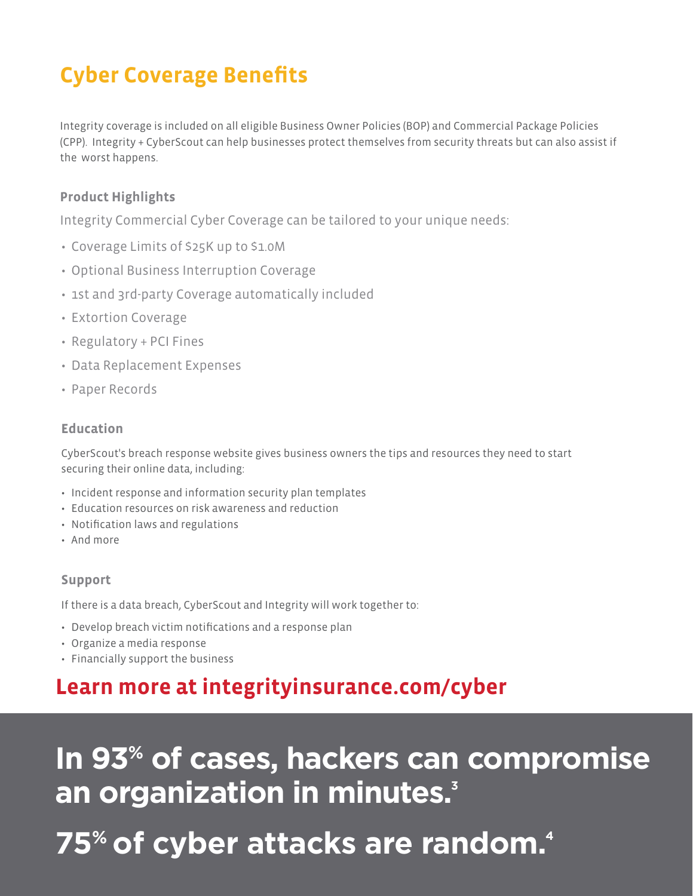## Cyber Coverage Benefits

Integrity coverage is included on all eligible Business Owner Policies (BOP) and Commercial Package Policies (CPP). Integrity + CyberScout can help businesses protect themselves from security threats but can also assist if the worst happens.

### Product Highlights

Integrity Commercial Cyber Coverage can be tailored to your unique needs:

- Coverage Limits of $25K up to $1.0M
- Optional Business Interruption Coverage
- 1st and 3rd-party Coverage automatically included
- Extortion Coverage
- Regulatory + PCI Fines
- Data Replacement Expenses
- Paper Records

### Education

CyberScout's breach response website gives business owners the tips and resources they need to start securing their online data, including:

- Incident response and information security plan templates
- Education resources on risk awareness and reduction
- Notification laws and regulations
- And more

### Support

If there is a data breach, CyberScout and Integrity will work together to:

- Develop breach victim notifications and a response plan
- Organize a media response
- Financially support the business

**Learn more at integrityinsurance.com/cyber**

**In 93% of cases, hackers can compromise an organization in minutes.[3]**

**75% of cyber attacks are random.[4]**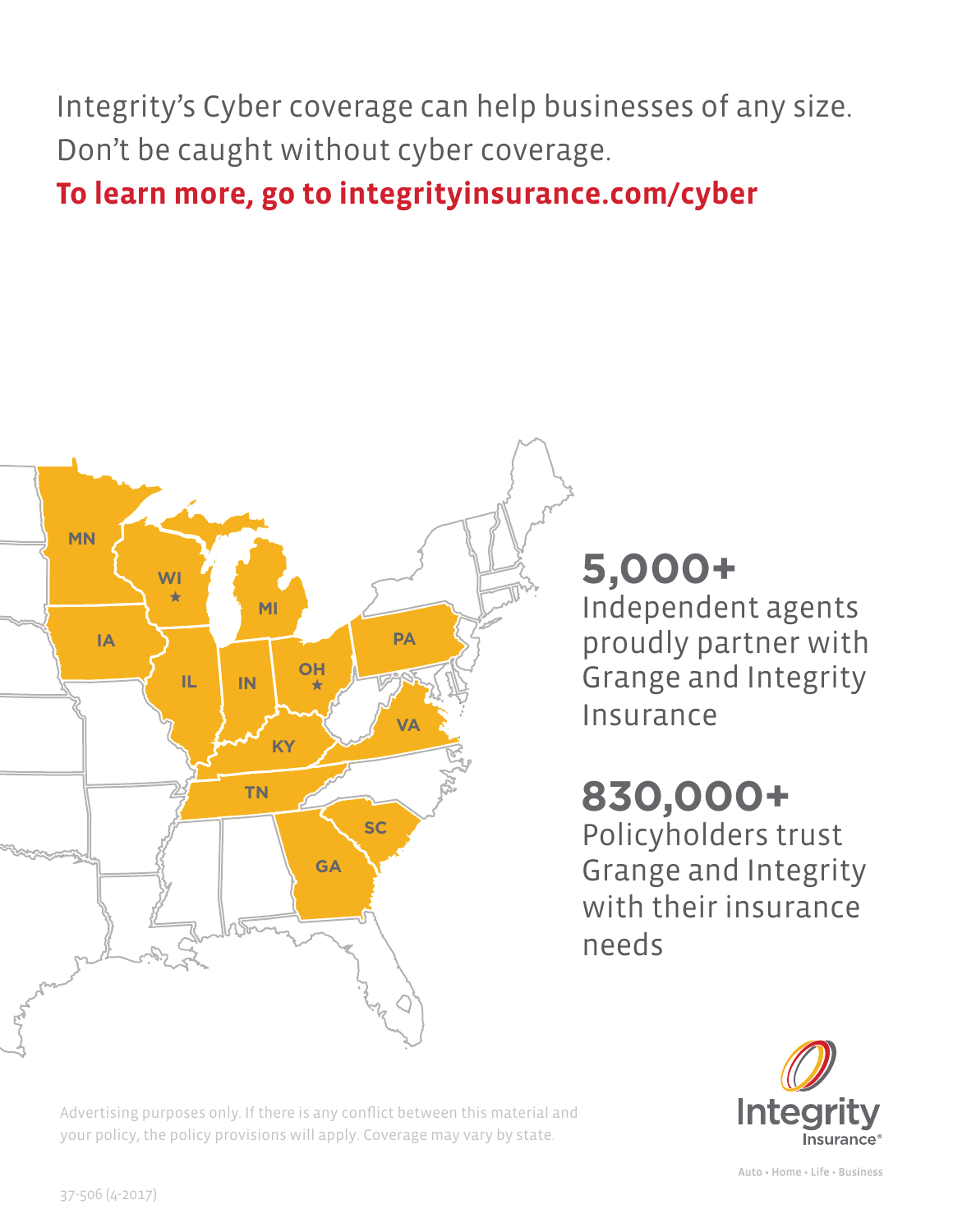Integrity's Cyber coverage can help businesses of any size.
Don't be caught without cyber coverage.

**To learn more, go to integrityinsurance.com/cyber**

MN
WI
MI
IA
IL
IN
OH
PA
KY
VA
TN
SC
GA

**5,000+**
Independent agents proudly partner with Grange and Integrity Insurance

**830,000+**
Policyholders trust Grange and Integrity with their insurance needs

Advertising purposes only. If there is any conflict between this material and your policy, the policy provisions will apply. Coverage may vary by state.

Integrity Insurance®

Auto • Home • Life • Business

37-506 (4-2017)